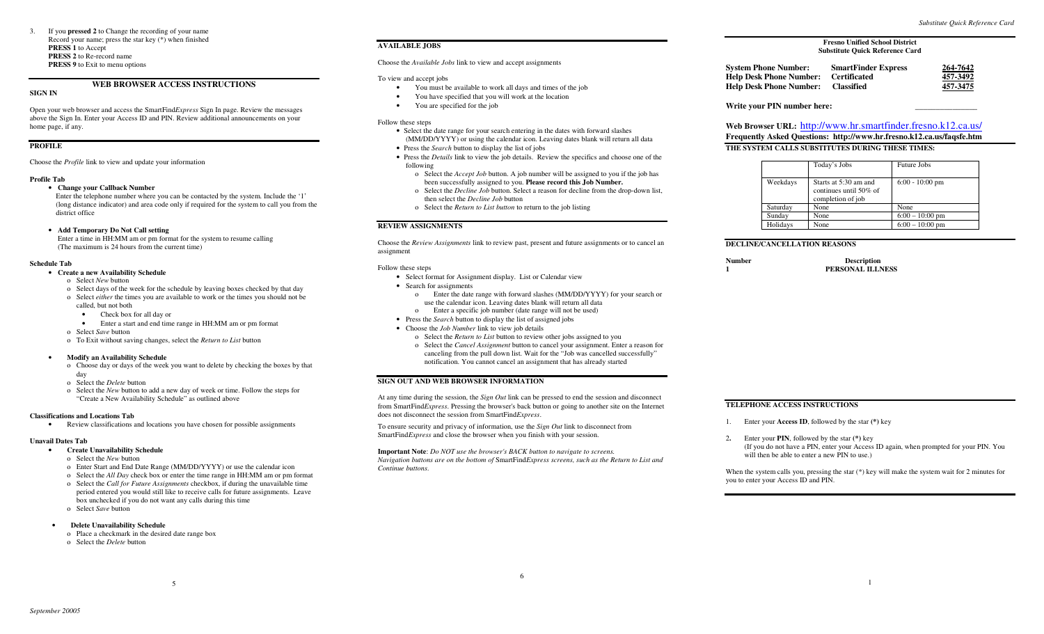3. If you **pressed 2** to Change the recording of your name
   Record your name; press the star key (*) when finished
   **PRESS 1** to Accept
   **PRESS 2** to Re-record name
   **PRESS 9** to Exit to menu options

## WEB BROWSER ACCESS INSTRUCTIONS

### SIGN IN

Open your web browser and access the SmartFind*Express* Sign In page. Review the messages above the Sign In. Enter your Access ID and PIN. Review additional announcements on your home page, if any.

### PROFILE

Choose the *Profile* link to view and update your information

**Profile Tab**

- **Change your Callback Number**
  Enter the telephone number where you can be contacted by the system. Include the '1' (long distance indicator) and area code only if required for the system to call you from the district office

- **Add Temporary Do Not Call setting**
  Enter a time in HH:MM am or pm format for the system to resume calling
  (The maximum is 24 hours from the current time)

**Schedule Tab**

- **Create a new Availability Schedule**
  - Select *New* button
  - Select days of the week for the schedule by leaving boxes checked by that day
  - Select *either* the times you are available to work or the times you should not be called, but not both
    - Check box for all day or
    - Enter a start and end time range in HH:MM am or pm format
  - Select *Save* button
  - To Exit without saving changes, select the *Return to List* button

- **Modify an Availability Schedule**
  - Choose day or days of the week you want to delete by checking the boxes by that day
  - Select the *Delete* button
  - Select the *New* button to add a new day of week or time. Follow the steps for "Create a New Availability Schedule" as outlined above

**Classifications and Locations Tab**

- Review classifications and locations you have chosen for possible assignments

**Unavail Dates Tab**

- **Create Unavailability Schedule**
  - Select the *New* button
  - Enter Start and End Date Range (MM/DD/YYYY) or use the calendar icon
  - Select the *All Day* check box or enter the time range in HH:MM am or pm format
  - Select the *Call for Future Assignments* checkbox, if during the unavailable time period entered you would still like to receive calls for future assignments. Leave box unchecked if you do not want any calls during this time
  - Select *Save* button

- **Delete Unavailability Schedule**
  - Place a checkmark in the desired date range box
  - Select the *Delete* button

### AVAILABLE JOBS

Choose the *Available Jobs* link to view and accept assignments

To view and accept jobs

- You must be available to work all days and times of the job
- You have specified that you will work at the location
- You are specified for the job

Follow these steps

- Select the date range for your search entering in the dates with forward slashes (MM/DD/YYYY) or using the calendar icon. Leaving dates blank will return all data
- Press the *Search* button to display the list of jobs
- Press the *Details* link to view the job details. Review the specifics and choose one of the following
  - Select the *Accept Job* button. A job number will be assigned to you if the job has been successfully assigned to you. **Please record this Job Number.**
  - Select the *Decline Job* button. Select a reason for decline from the drop-down list, then select the *Decline Job* button
  - Select the *Return to List button* to return to the job listing

### REVIEW ASSIGNMENTS

Choose the *Review Assignments* link to review past, present and future assignments or to cancel an assignment

Follow these steps

- Select format for Assignment display. List or Calendar view
- Search for assignments
  - Enter the date range with forward slashes (MM/DD/YYYY) for your search or use the calendar icon. Leaving dates blank will return all data
  - Enter a specific job number (date range will not be used)
- Press the *Search* button to display the list of assigned jobs
- Choose the *Job Number* link to view job details
  - Select the *Return to List* button to review other jobs assigned to you
  - Select the *Cancel Assignment* button to cancel your assignment. Enter a reason for canceling from the pull down list. Wait for the "Job was cancelled successfully" notification. You cannot cancel an assignment that has already started

### SIGN OUT AND WEB BROWSER INFORMATION

At any time during the session, the *Sign Out* link can be pressed to end the session and disconnect from SmartFind*Express*. Pressing the browser's back button or going to another site on the Internet does not disconnect the session from SmartFind*Express*.

To ensure security and privacy of information, use the *Sign Out* link to disconnect from SmartFind*Express* and close the browser when you finish with your session.

**Important Note**: *Do NOT use the browser's BACK button to navigate to screens. Navigation buttons are on the bottom of* SmartFind*Express screens, such as the Return to List and Continue buttons.*

---

**Fresno Unified School District**
**Substitute Quick Reference Card**

| | | |
|---|---|---|
| **System Phone Number:** | **SmartFinder Express** | **264-7642** |
| **Help Desk Phone Number:** | **Certificated** | **457-3492** |
| **Help Desk Phone Number:** | **Classified** | **457-3475** |

**Write your PIN number here:** _______________

**Web Browser URL:** http://www.hr.smartfinder.fresno.k12.ca.us/
**Frequently Asked Questions: http://www.hr.fresno.k12.ca.us/faqsfe.htm**

### THE SYSTEM CALLS SUBSTITUTES DURING THESE TIMES:

| | Today's Jobs | Future Jobs |
|---|---|---|
| Weekdays | Starts at 5:30 am and continues until 50% of completion of job | 6:00 - 10:00 pm |
| Saturday | None | None |
| Sunday | None | 6:00 – 10:00 pm |
| Holidays | None | 6:00 – 10:00 pm |

### DECLINE/CANCELLATION REASONS

| Number | Description |
|---|---|
| 1 | PERSONAL ILLNESS |

### TELEPHONE ACCESS INSTRUCTIONS

1. Enter your **Access ID**, followed by the star (*) key

2. Enter your **PIN**, followed by the star (*) key
   (If you do not have a PIN, enter your Access ID again, when prompted for your PIN. You will then be able to enter a new PIN to use.)

When the system calls you, pressing the star (*) key will make the system wait for 2 minutes for you to enter your Access ID and PIN.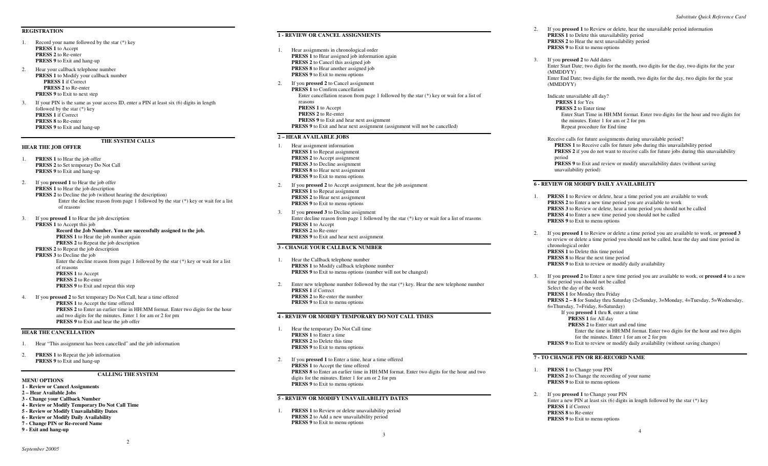## REGISTRATION

1. Record your name followed by the star (*) key
   **PRESS 1** to Accept
   **PRESS 2** to Re-enter
   **PRESS 9** to Exit and hang-up
2. Hear your callback telephone number
   **PRESS 1** to Modify your callback number
   **PRESS 1** if Correct
   **PRESS 2** to Re-enter
   **PRESS 9** to Exit to next step
3. If your PIN is the same as your access ID, enter a PIN at least six (6) digits in length followed by the star (*) key
   **PRESS 1** if Correct
   **PRESS 8** to Re-enter
   **PRESS 9** to Exit and hang-up

## THE SYSTEM CALLS

### HEAR THE JOB OFFER

1. **PRESS 1** to Hear the job offer
   **PRESS 2** to Set temporary Do Not Call
   **PRESS 9** to Exit and hang-up
2. If you **pressed 1** to Hear the job offer
   **PRESS 1** to Hear the job description
   **PRESS 2** to Decline the job (without hearing the description)
   Enter the decline reason from page 1 followed by the star (*) key or wait for a list of reasons
3. If you **pressed 1** to Hear the job description
   **PRESS 1** to Accept this job
   **Record the Job Number. You are successfully assigned to the job.**
   **PRESS 1** to Hear the job number again
   **PRESS 2** to Repeat the job description
   **PRESS 2** to Repeat the job description
   **PRESS 3** to Decline the job
   Enter the decline reason from page 1 followed by the star (*) key or wait for a list of reasons
   **PRESS 1** to Accept
   **PRESS 2** to Re-enter
   **PRESS 9** to Exit and repeat this step
4. If you **pressed 2** to Set temporary Do Not Call, hear a time offered
   **PRESS 1** to Accept the time offered
   **PRESS 2** to Enter an earlier time in HH:MM format. Enter two digits for the hour and two digits for the minutes. Enter 1 for am or 2 for pm
   **PRESS 9** to Exit and hear the job offer

### HEAR THE CANCELLATION

1. Hear "This assignment has been cancelled" and the job information
2. **PRESS 1** to Repeat the job information
   **PRESS 9** to Exit and hang-up

## CALLING THE SYSTEM

**MENU OPTIONS**

**1 - Review or Cancel Assignments**
**2 – Hear Available Jobs**
**3 - Change your Callback Number**
**4 - Review or Modify Temporary Do Not Call Time**
**5 - Review or Modify Unavailability Dates**
**6 - Review or Modify Daily Availability**
**7 - Change PIN or Re-record Name**
**9 - Exit and hang-up**

September 20005

## 1 - REVIEW OR CANCEL ASSIGNMENTS

1. Hear assignments in chronological order
   **PRESS 1** to Hear assigned job information again
   **PRESS 2** to Cancel this assigned job
   **PRESS 8** to Hear another assigned job
   **PRESS 9** to Exit to menu options
2. If you **pressed 2** to Cancel assignment
   **PRESS 1** to Confirm cancellation
   Enter cancellation reason from page 1 followed by the star (*) key or wait for a list of reasons
   **PRESS 1** to Accept
   **PRESS 2** to Re-enter
   **PRESS 9** to Exit and hear next assignment
   **PRESS 9** to Exit and hear next assignment (assignment will not be cancelled)

## 2 – HEAR AVAILABLE JOBS

1. Hear assignment information
   **PRESS 1** to Repeat assignment
   **PRESS 2** to Accept assignment
   **PRESS 3** to Decline assignment
   **PRESS 8** to Hear next assignment
   **PRESS 9** to Exit to menu options
2. If you **pressed 2** to Accept assignment, hear the job assignment
   **PRESS 1** to Repeat assignment
   **PRESS 2** to Hear next assignment
   **PRESS 9** to Exit to menu options
3. If you **pressed 3** to Decline assignment
   Enter decline reason from page 1 followed by the star (*) key or wait for a list of reasons
   **PRESS 1** to Accept
   **PRESS 2** to Re-enter
   **PRESS 9** to Exit and hear next assignment

## 3 - CHANGE YOUR CALLBACK NUMBER

1. Hear the Callback telephone number
   **PRESS 1** to Modify callback telephone number
   **PRESS 9** to Exit to menu options (number will not be changed)
2. Enter new telephone number followed by the star (*) key. Hear the new telephone number
   **PRESS 1** if Correct
   **PRESS 2** to Re-enter the number
   **PRESS 9** to Exit to menu options

## 4 - REVIEW OR MODIFY TEMPORARY DO NOT CALL TIMES

1. Hear the temporary Do Not Call time
   **PRESS 1** to Enter a time
   **PRESS 2** to Delete this time
   **PRESS 9** to Exit to menu options
2. If you **pressed 1** to Enter a time, hear a time offered
   **PRESS 1** to Accept the time offered
   **PRESS 8** to Enter an earlier time in HH:MM format. Enter two digits for the hour and two digits for the minutes. Enter 1 for am or 2 for pm
   **PRESS 9** to Exit to menu options

## 5 - REVIEW OR MODIFY UNAVAILABILITY DATES

1. **PRESS 1** to Review or delete unavailability period
   **PRESS 2** to Add a new unavailability period
   **PRESS 9** to Exit to menu options
2. If you **pressed 1** to Review or delete, hear the unavailable period information
   **PRESS 1** to Delete this unavailability period
   **PRESS 2** to Hear the next unavailability period
   **PRESS 9** to Exit to menu options
3. If you **pressed 2** to Add dates
   Enter Start Date; two digits for the month, two digits for the day, two digits for the year (MMDDYY)
   Enter End Date; two digits for the month, two digits for the day, two digits for the year (MMDDYY)

   Indicate unavailable all day?
   **PRESS 1** for Yes
   **PRESS 2** to Enter time
   Enter Start Time in HH:MM format. Enter two digits for the hour and two digits for the minutes. Enter 1 for am or 2 for pm
   Repeat procedure for End time

   Receive calls for future assignments during unavailable period?
   **PRESS 1** to Receive calls for future jobs during this unavailability period
   **PRESS 2** if you do not want to receive calls for future jobs during this unavailability period
   **PRESS 9** to Exit and review or modify unavailability dates (without saving unavailability period)

## 6 - REVIEW OR MODIFY DAILY AVAILABILITY

1. **PRESS 1** to Review or delete, hear a time period you are available to work
   **PRESS 2** to Enter a new time period you are available to work
   **PRESS 3** to Review or delete, hear a time period you should not be called
   **PRESS 4** to Enter a new time period you should not be called
   **PRESS 9** to Exit to menu options
2. If you **pressed 1** to Review or delete a time period you are available to work, or **pressed 3** to review or delete a time period you should not be called, hear the day and time period in chronological order
   **PRESS 1** to Delete this time period
   **PRESS 8** to Hear the next time period
   **PRESS 9** to Exit to review or modify daily availability
3. If you **pressed 2** to Enter a new time period you are available to work, or **pressed 4** to a new time period you should not be called
   Select the day of the week
   **PRESS 1** for Monday thru Friday
   **PRESS 2 – 8** for Sunday thru Saturday (2=Sunday, 3=Monday, 4=Tuesday, 5=Wednesday, 6=Thursday, 7=Friday, 8=Saturday)
   If you **pressed 1** thru **8**, enter a time
   **PRESS 1** for All day
   **PRESS 2** to Enter start and end time
   Enter the time in HH:MM format. Enter two digits for the hour and two digits for the minutes. Enter 1 for am or 2 for pm
   **PRESS 9** to Exit to review or modify daily availability (without saving changes)

## 7 - TO CHANGE PIN OR RE-RECORD NAME

1. **PRESS 1** to Change your PIN
   **PRESS 2** to Change the recording of your name
   **PRESS 9** to Exit to menu options
2. If you **pressed 1** to Change your PIN
   Enter a new PIN at least six (6) digits in length followed by the star (*) key
   **PRESS 1** if Correct
   **PRESS 8** to Re-enter
   **PRESS 9** to Exit to menu options